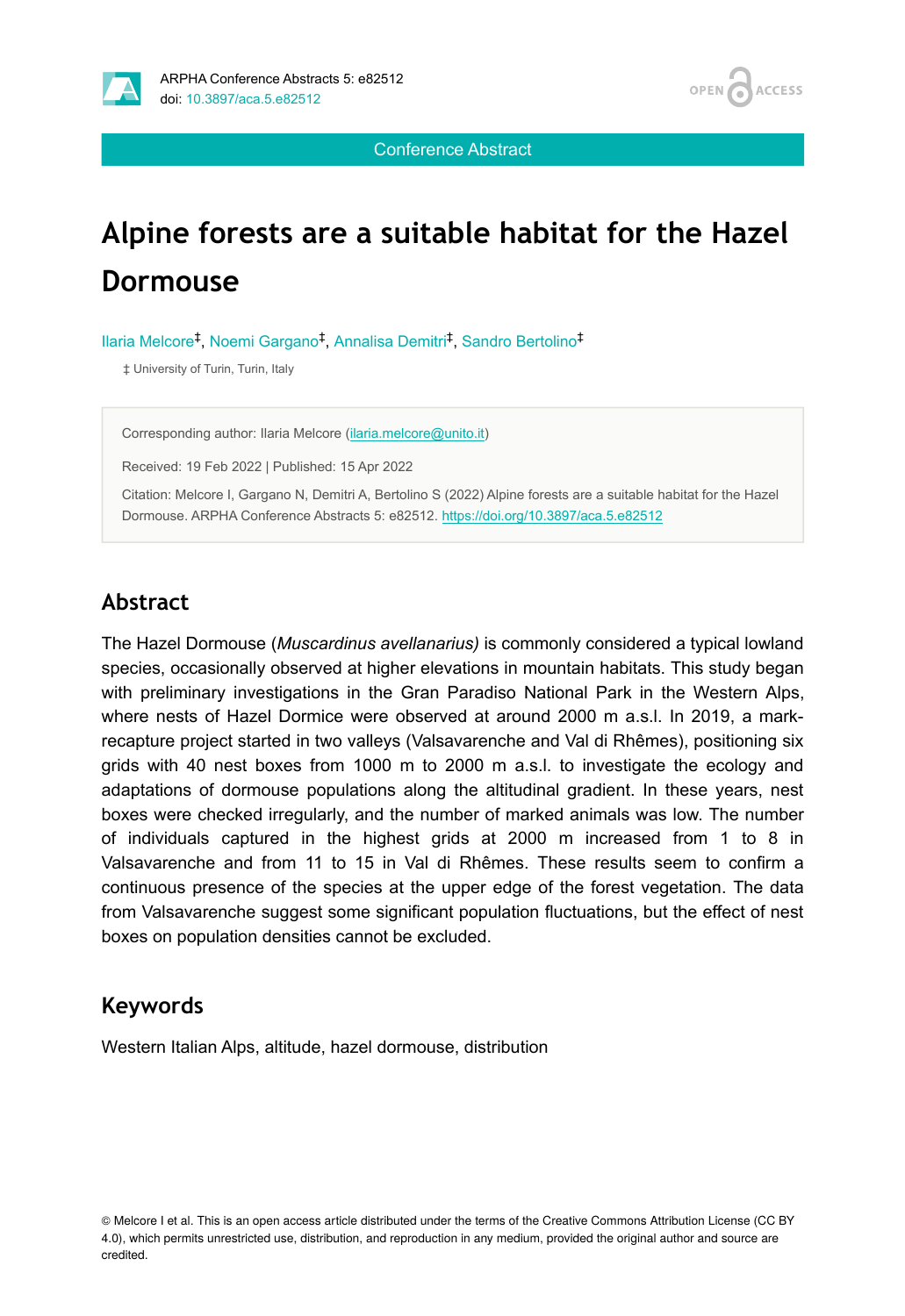Conference Abstract

# Alpine forests are a suitable habitat for the Hazel Dormouse

Ilaria Melcore[‡], Noemi Gargano[‡], Annalisa Demitri[‡], Sandro Bertolino[‡]

‡ University of Turin, Turin, Italy

Corresponding author: Ilaria Melcore (ilaria.melcore@unito.it)

Received: 19 Feb 2022 | Published: 15 Apr 2022

Citation: Melcore I, Gargano N, Demitri A, Bertolino S (2022) Alpine forests are a suitable habitat for the Hazel Dormouse. ARPHA Conference Abstracts 5: e82512. https://doi.org/10.3897/aca.5.e82512

## Abstract

The Hazel Dormouse (*Muscardinus avellanarius)* is commonly considered a typical lowland species, occasionally observed at higher elevations in mountain habitats. This study began with preliminary investigations in the Gran Paradiso National Park in the Western Alps, where nests of Hazel Dormice were observed at around 2000 m a.s.l. In 2019, a mark-recapture project started in two valleys (Valsavarenche and Val di Rhêmes), positioning six grids with 40 nest boxes from 1000 m to 2000 m a.s.l. to investigate the ecology and adaptations of dormouse populations along the altitudinal gradient. In these years, nest boxes were checked irregularly, and the number of marked animals was low. The number of individuals captured in the highest grids at 2000 m increased from 1 to 8 in Valsavarenche and from 11 to 15 in Val di Rhêmes. These results seem to confirm a continuous presence of the species at the upper edge of the forest vegetation. The data from Valsavarenche suggest some significant population fluctuations, but the effect of nest boxes on population densities cannot be excluded.

## Keywords

Western Italian Alps, altitude, hazel dormouse, distribution

© Melcore I et al. This is an open access article distributed under the terms of the Creative Commons Attribution License (CC BY 4.0), which permits unrestricted use, distribution, and reproduction in any medium, provided the original author and source are credited.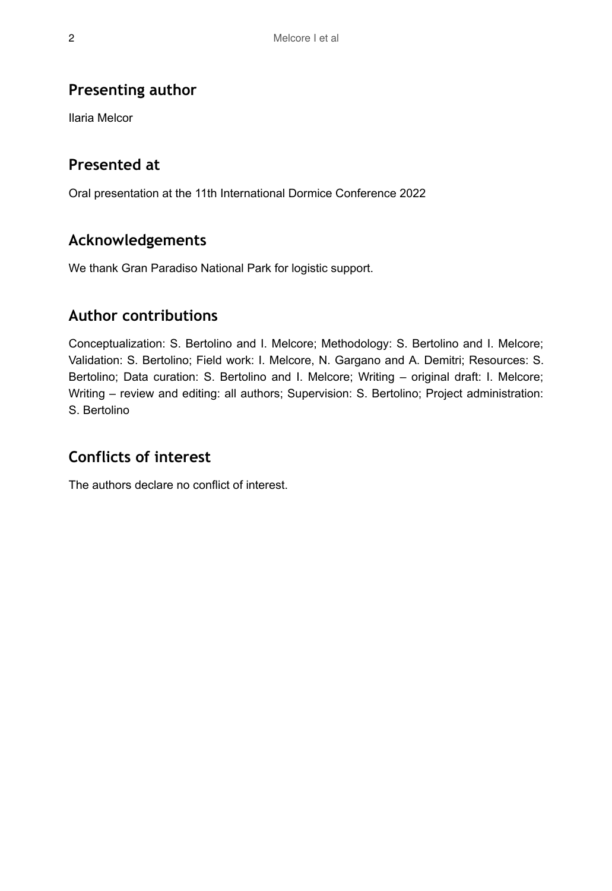## Presenting author

Ilaria Melcor

## Presented at

Oral presentation at the 11th International Dormice Conference 2022

## Acknowledgements

We thank Gran Paradiso National Park for logistic support.

## Author contributions

Conceptualization: S. Bertolino and I. Melcore; Methodology: S. Bertolino and I. Melcore; Validation: S. Bertolino; Field work: I. Melcore, N. Gargano and A. Demitri; Resources: S. Bertolino; Data curation: S. Bertolino and I. Melcore; Writing – original draft: I. Melcore; Writing – review and editing: all authors; Supervision: S. Bertolino; Project administration: S. Bertolino

## Conflicts of interest

The authors declare no conflict of interest.